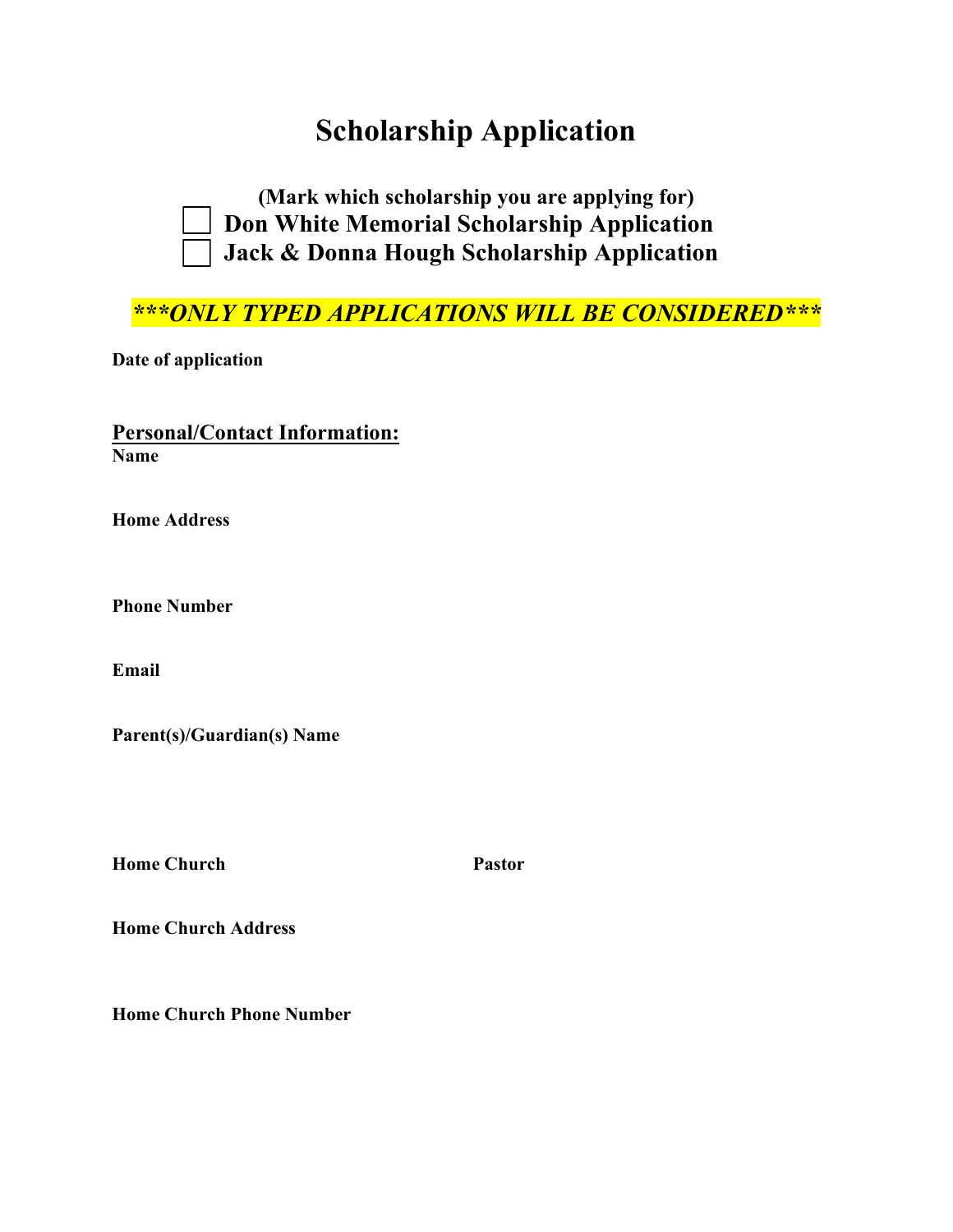# Scholarship Application

**(Mark which scholarship you are applying for)**

- [ ] **Don White Memorial Scholarship Application**
- [ ] **Jack & Donna Hough Scholarship Application**

***\*\*\*ONLY TYPED APPLICATIONS WILL BE CONSIDERED\*\*\****

**Date of application**

## Personal/Contact Information:

**Name**

**Home Address**

**Phone Number**

**Email**

**Parent(s)/Guardian(s) Name**

**Home Church** **Pastor**

**Home Church Address**

**Home Church Phone Number**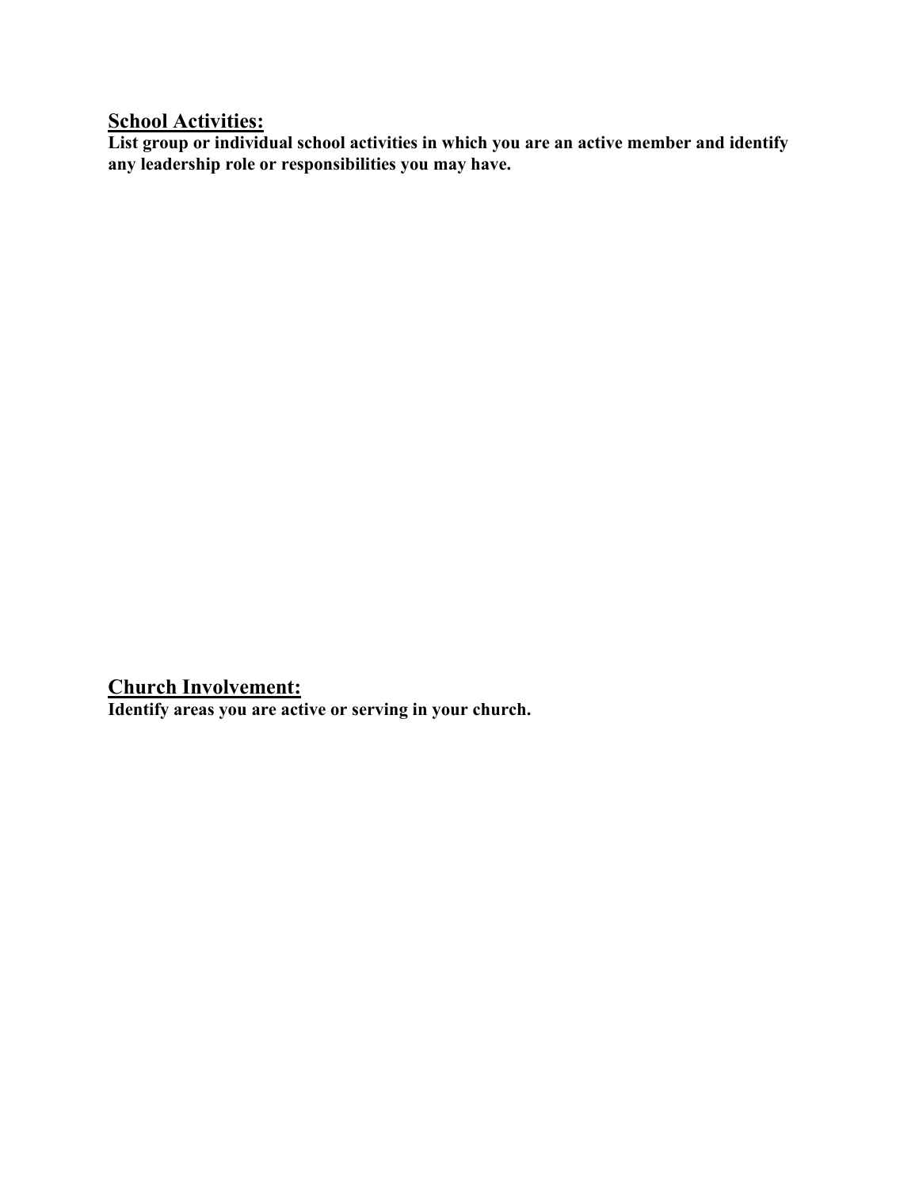## School Activities:

**List group or individual school activities in which you are an active member and identify any leadership role or responsibilities you may have.**

## Church Involvement:

**Identify areas you are active or serving in your church.**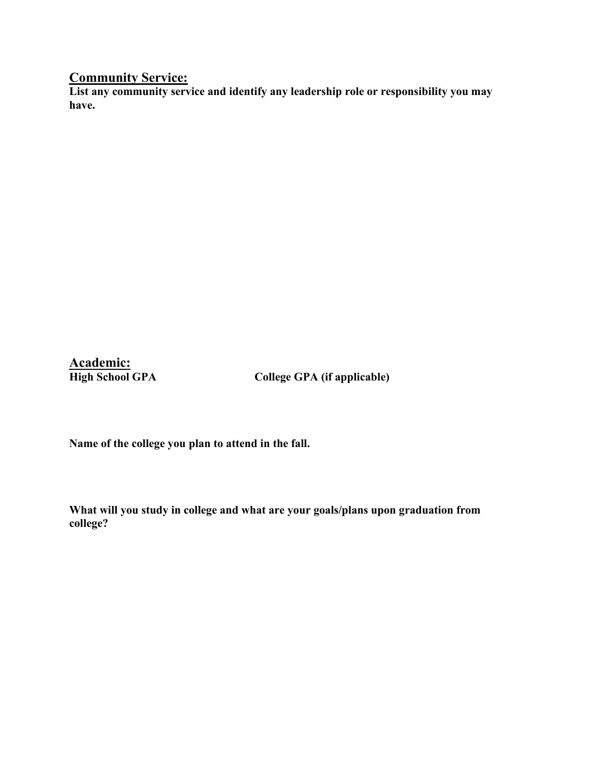## Community Service:

**List any community service and identify any leadership role or responsibility you may have.**

## Academic:

**High School GPA** **College GPA (if applicable)**

**Name of the college you plan to attend in the fall.**

**What will you study in college and what are your goals/plans upon graduation from college?**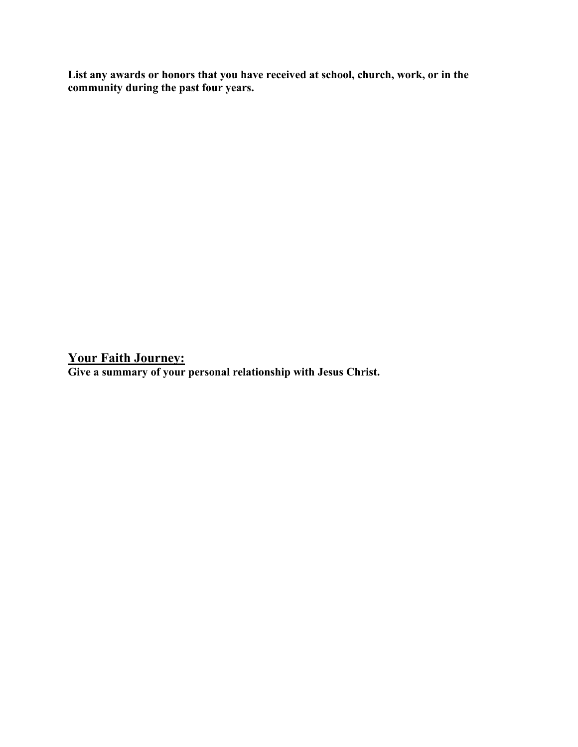**List any awards or honors that you have received at school, church, work, or in the community during the past four years.**

## Your Faith Journey:

**Give a summary of your personal relationship with Jesus Christ.**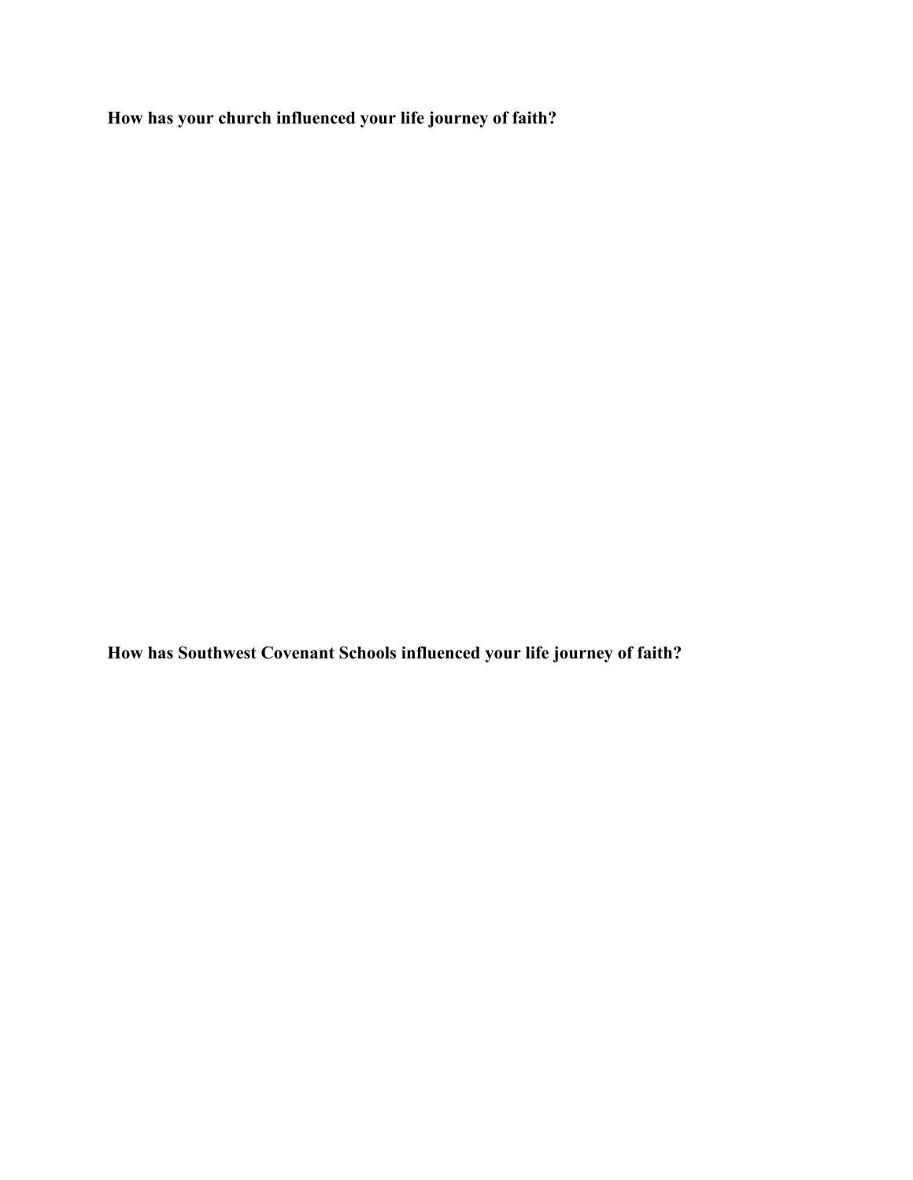**How has your church influenced your life journey of faith?**

**How has Southwest Covenant Schools influenced your life journey of faith?**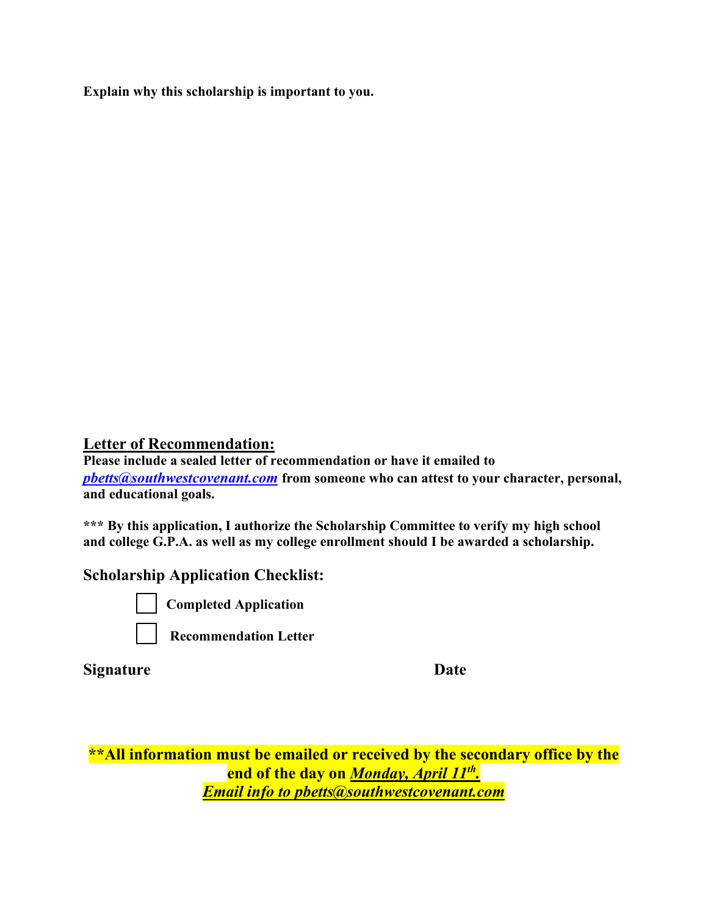**Explain why this scholarship is important to you.**

## Letter of Recommendation:

**Please include a sealed letter of recommendation or have it emailed to *pbetts@southwestcovenant.com* from someone who can attest to your character, personal, and educational goals.**

**\*\*\* By this application, I authorize the Scholarship Committee to verify my high school and college G.P.A. as well as my college enrollment should I be awarded a scholarship.**

**Scholarship Application Checklist:**

- ☐ **Completed Application**
- ☐ **Recommendation Letter**

**Signature** **Date**

**\*\*All information must be emailed or received by the secondary office by the end of the day on *Monday, April 11th*.**
***Email info to pbetts@southwestcovenant.com***